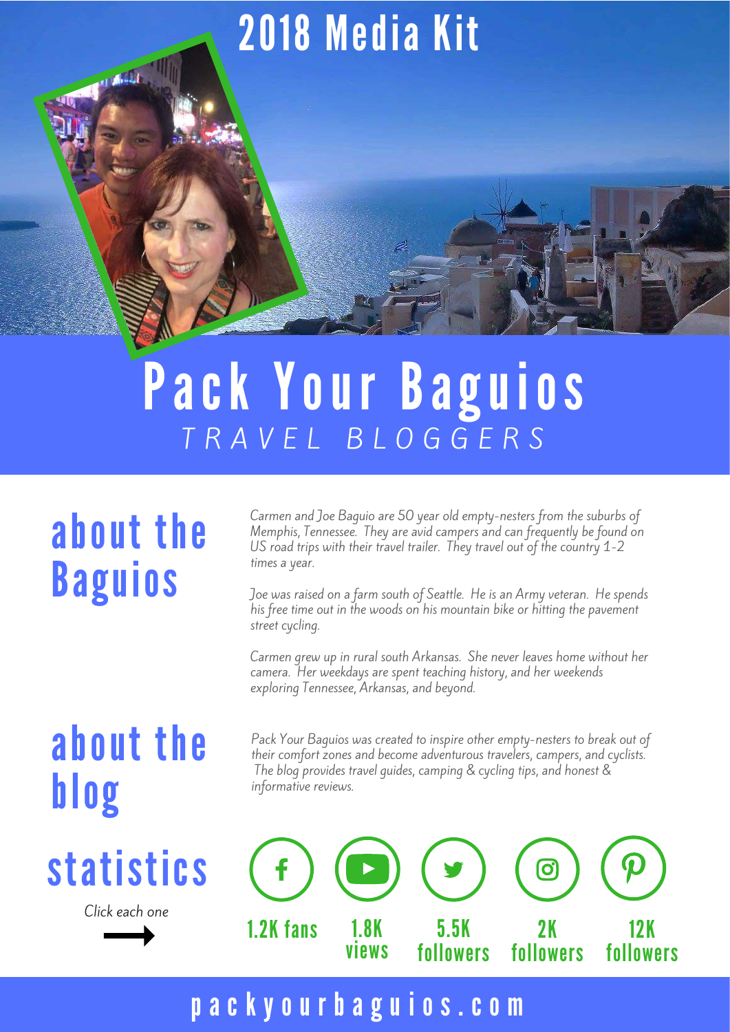# 2018 Media Kit

# Pack Your Baguios

*TRAVEL BLOGGERS*

## about the Baguios

*Carmen and Joe Baguio are 50 year old empty-nesters from the suburbs of Memphis, Tennessee. They are avid campers and can frequently be found on US road trips with their travel trailer. They travel out of the country 1-2 times a year.*

*Joe was raised on a farm south of Seattle. He is an Army veteran. He spends his free time out in the woods on his mountain bike or hitting the pavement street cycling.*

*Carmen grew up in rural south Arkansas. She never leaves home without her camera. Her weekdays are spent teaching history, and her weekends exploring Tennessee, Arkansas, and beyond.*

## about the blog

*Pack Your Baguios was created to inspire other empty-nesters to break out of their comfort zones and become adventurous travelers, campers, and cyclists. The blog provides travel guides, camping & cycling tips, and honest & informative reviews.*

## statistics

*Click each one*

| Facebook | YouTube | Twitter | Instagram | Pinterest |
|---|---|---|---|---|
| 1.2K fans | 1.8K views | 5.5K followers | 2K followers | 12K followers |

packyourbaguios.com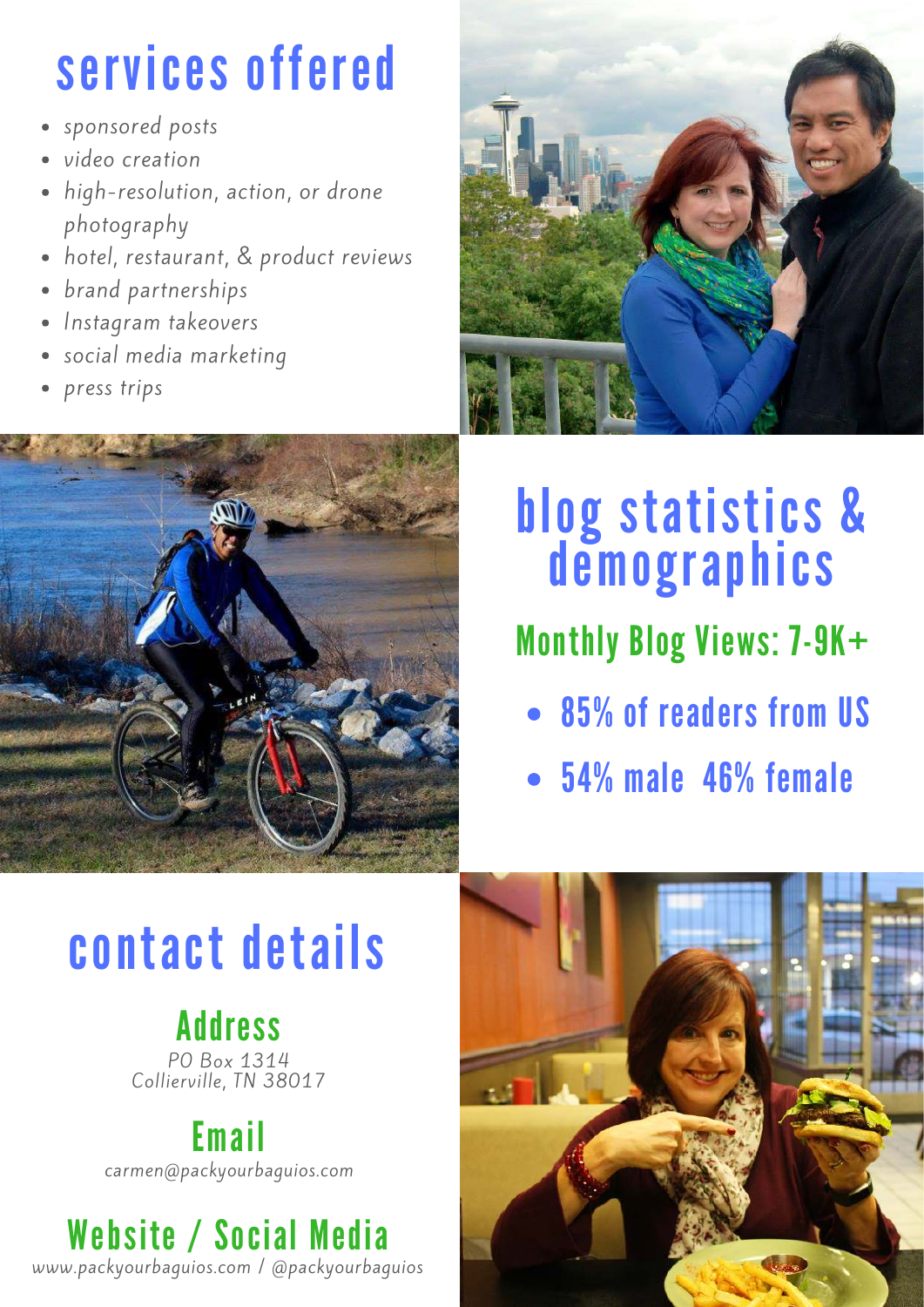# services offered

- sponsored posts
- video creation
- high-resolution, action, or drone photography
- hotel, restaurant, & product reviews
- brand partnerships
- Instagram takeovers
- social media marketing
- press trips

# blog statistics & demographics

## Monthly Blog Views: 7-9K+

- 85% of readers from US
- 54% male 46% female

# contact details

## Address

PO Box 1314
Collierville, TN 38017

## Email

carmen@packyourbaguios.com

## Website / Social Media

www.packyourbaguios.com / @packyourbaguios